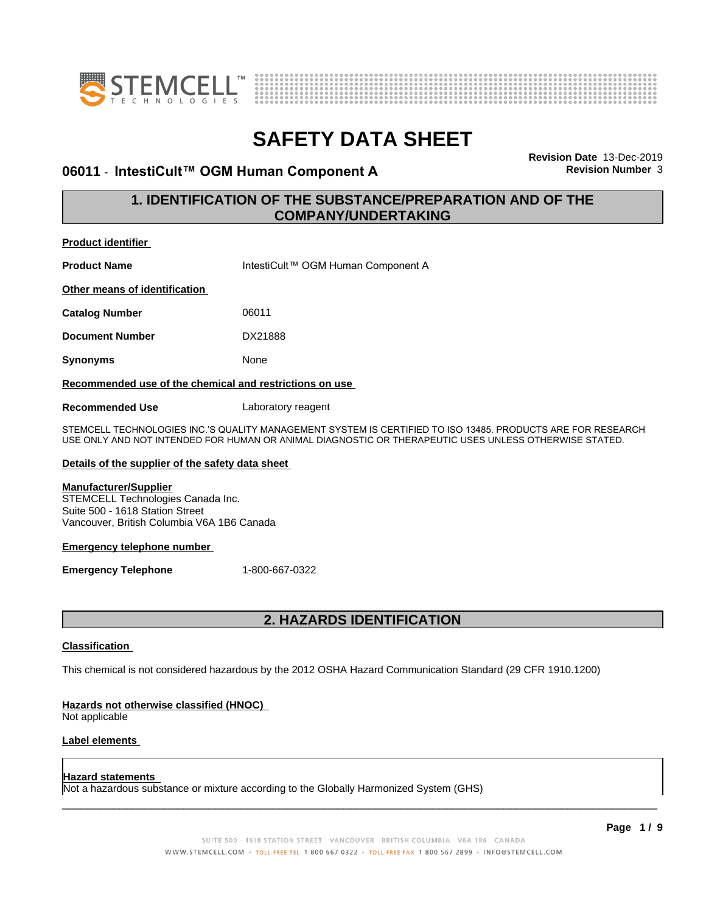# SAFETY DATA SHEET

**06011 - IntestiCult™ OGM Human Component A**

**Revision Date** 13-Dec-2019
**Revision Number** 3

## 1. IDENTIFICATION OF THE SUBSTANCE/PREPARATION AND OF THE COMPANY/UNDERTAKING

**Product identifier**

**Product Name** IntestiCult™ OGM Human Component A

**Other means of identification**

**Catalog Number** 06011

**Document Number** DX21888

**Synonyms** None

**Recommended use of the chemical and restrictions on use**

**Recommended Use** Laboratory reagent

STEMCELL TECHNOLOGIES INC.'S QUALITY MANAGEMENT SYSTEM IS CERTIFIED TO ISO 13485. PRODUCTS ARE FOR RESEARCH USE ONLY AND NOT INTENDED FOR HUMAN OR ANIMAL DIAGNOSTIC OR THERAPEUTIC USES UNLESS OTHERWISE STATED.

**Details of the supplier of the safety data sheet**

**Manufacturer/Supplier**
STEMCELL Technologies Canada Inc.
Suite 500 - 1618 Station Street
Vancouver, British Columbia V6A 1B6 Canada

**Emergency telephone number**

**Emergency Telephone** 1-800-667-0322

## 2. HAZARDS IDENTIFICATION

**Classification**

This chemical is not considered hazardous by the 2012 OSHA Hazard Communication Standard (29 CFR 1910.1200)

**Hazards not otherwise classified (HNOC)**
Not applicable

**Label elements**

**Hazard statements**
Not a hazardous substance or mixture according to the Globally Harmonized System (GHS)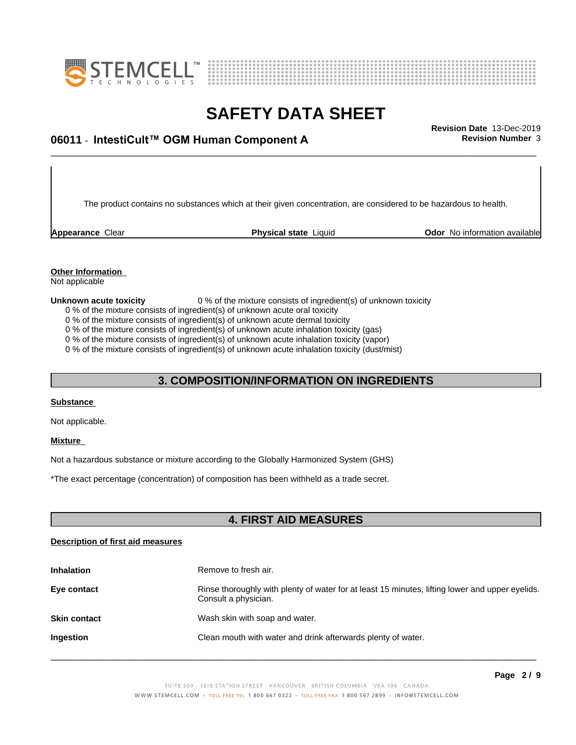The product contains no substances which at their given concentration, are considered to be hazardous to health.

| | | |
|---|---|---|
| **Appearance** Clear | **Physical state** Liquid | **Odor** No information available |

**Other Information**
Not applicable

**Unknown acute toxicity** 0 % of the mixture consists of ingredient(s) of unknown toxicity
0 % of the mixture consists of ingredient(s) of unknown acute oral toxicity
0 % of the mixture consists of ingredient(s) of unknown acute dermal toxicity
0 % of the mixture consists of ingredient(s) of unknown acute inhalation toxicity (gas)
0 % of the mixture consists of ingredient(s) of unknown acute inhalation toxicity (vapor)
0 % of the mixture consists of ingredient(s) of unknown acute inhalation toxicity (dust/mist)

## 3. COMPOSITION/INFORMATION ON INGREDIENTS

**Substance**

Not applicable.

**Mixture**

Not a hazardous substance or mixture according to the Globally Harmonized System (GHS)

*The exact percentage (concentration) of composition has been withheld as a trade secret.

## 4. FIRST AID MEASURES

**Description of first aid measures**

| | |
|---|---|
| **Inhalation** | Remove to fresh air. |
| **Eye contact** | Rinse thoroughly with plenty of water for at least 15 minutes, lifting lower and upper eyelids. Consult a physician. |
| **Skin contact** | Wash skin with soap and water. |
| **Ingestion** | Clean mouth with water and drink afterwards plenty of water. |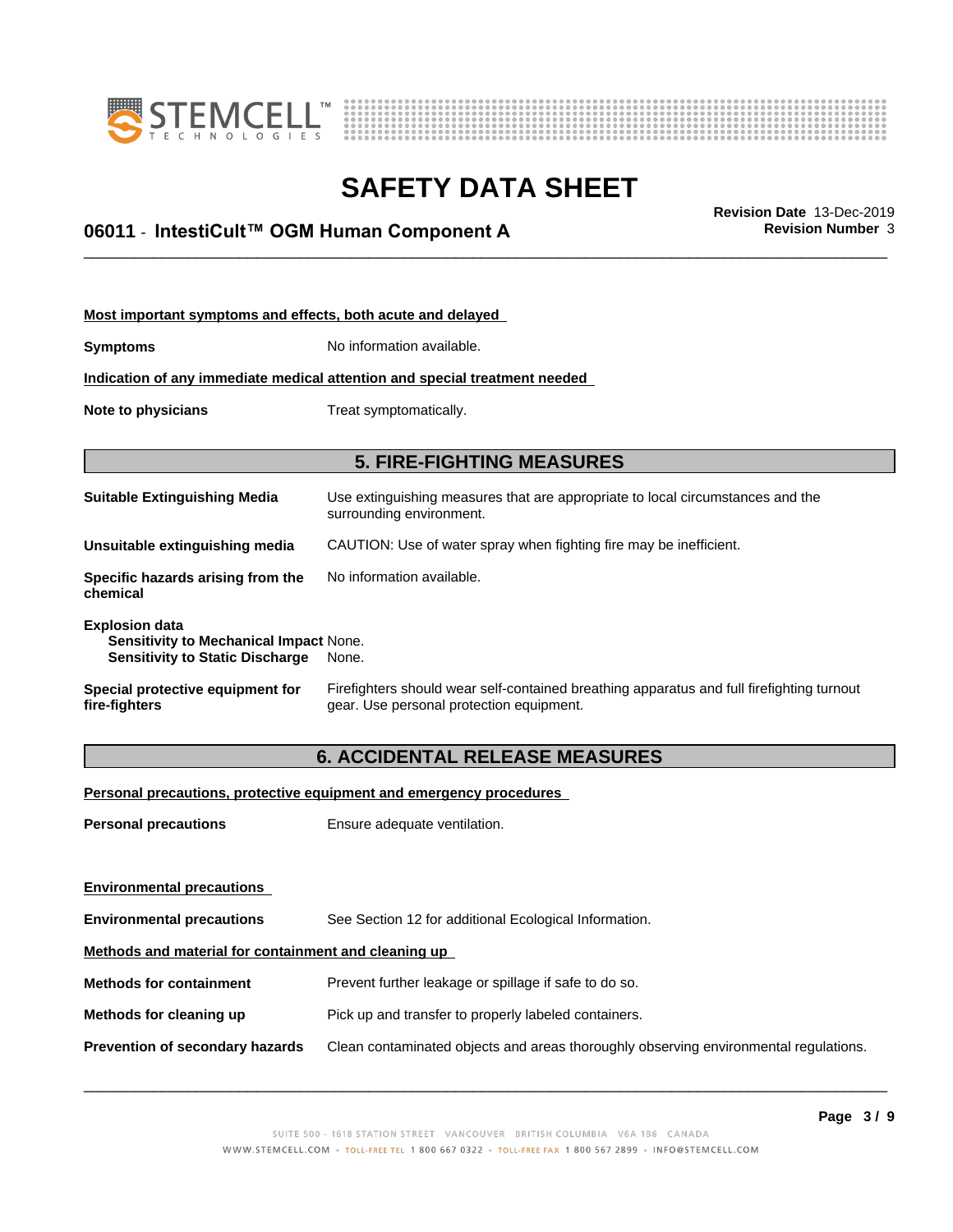**Most important symptoms and effects, both acute and delayed**

**Symptoms** No information available.

**Indication of any immediate medical attention and special treatment needed**

**Note to physicians** Treat symptomatically.

## 5. FIRE-FIGHTING MEASURES

**Suitable Extinguishing Media** Use extinguishing measures that are appropriate to local circumstances and the surrounding environment.

**Unsuitable extinguishing media** CAUTION: Use of water spray when fighting fire may be inefficient.

**Specific hazards arising from the chemical** No information available.

**Explosion data**
**Sensitivity to Mechanical Impact** None.
**Sensitivity to Static Discharge** None.

**Special protective equipment for fire-fighters** Firefighters should wear self-contained breathing apparatus and full firefighting turnout gear. Use personal protection equipment.

## 6. ACCIDENTAL RELEASE MEASURES

**Personal precautions, protective equipment and emergency procedures**

**Personal precautions** Ensure adequate ventilation.

**Environmental precautions**

**Environmental precautions** See Section 12 for additional Ecological Information.

**Methods and material for containment and cleaning up**

**Methods for containment** Prevent further leakage or spillage if safe to do so.

**Methods for cleaning up** Pick up and transfer to properly labeled containers.

**Prevention of secondary hazards** Clean contaminated objects and areas thoroughly observing environmental regulations.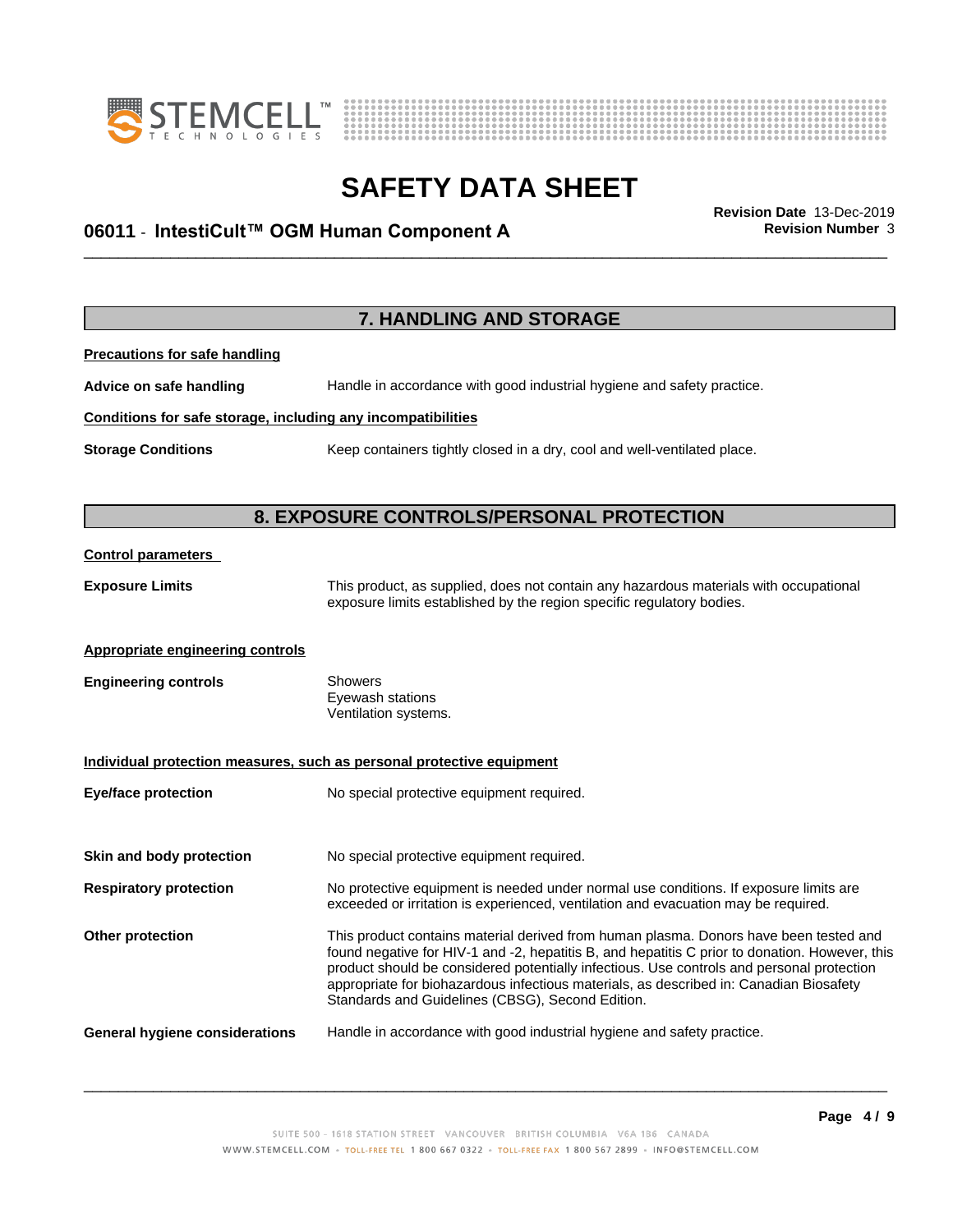## 7. HANDLING AND STORAGE

**Precautions for safe handling**

**Advice on safe handling** Handle in accordance with good industrial hygiene and safety practice.

**Conditions for safe storage, including any incompatibilities**

**Storage Conditions** Keep containers tightly closed in a dry, cool and well-ventilated place.

## 8. EXPOSURE CONTROLS/PERSONAL PROTECTION

**Control parameters**

**Exposure Limits** This product, as supplied, does not contain any hazardous materials with occupational exposure limits established by the region specific regulatory bodies.

**Appropriate engineering controls**

**Engineering controls** Showers
Eyewash stations
Ventilation systems.

**Individual protection measures, such as personal protective equipment**

**Eye/face protection** No special protective equipment required.

**Skin and body protection** No special protective equipment required.

**Respiratory protection** No protective equipment is needed under normal use conditions. If exposure limits are exceeded or irritation is experienced, ventilation and evacuation may be required.

**Other protection** This product contains material derived from human plasma. Donors have been tested and found negative for HIV-1 and -2, hepatitis B, and hepatitis C prior to donation. However, this product should be considered potentially infectious. Use controls and personal protection appropriate for biohazardous infectious materials, as described in: Canadian Biosafety Standards and Guidelines (CBSG), Second Edition.

**General hygiene considerations** Handle in accordance with good industrial hygiene and safety practice.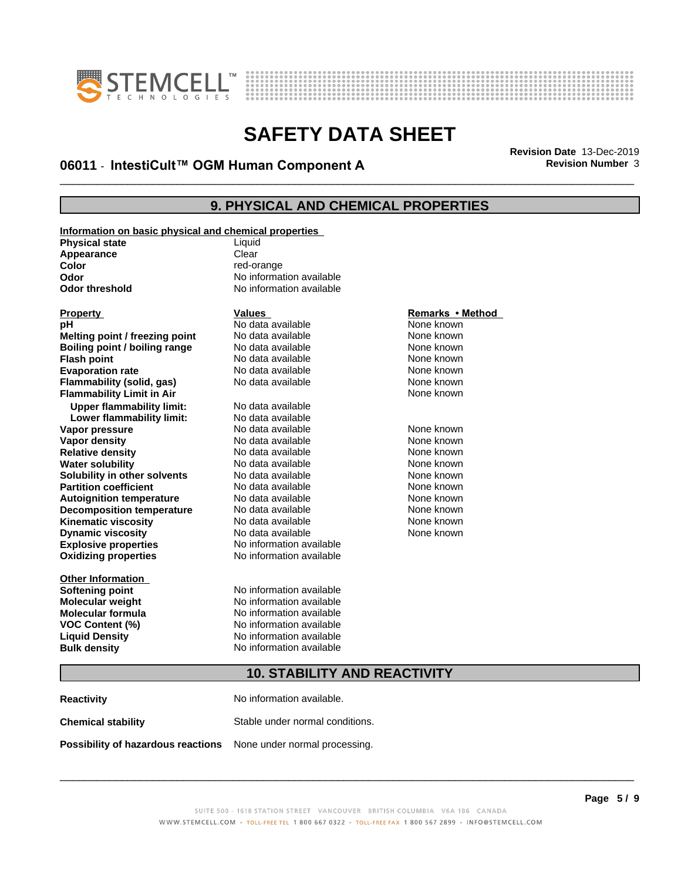## 9. PHYSICAL AND CHEMICAL PROPERTIES

**Information on basic physical and chemical properties**

| | |
|---|---|
| **Physical state** | Liquid |
| **Appearance** | Clear |
| **Color** | red-orange |
| **Odor** | No information available |
| **Odor threshold** | No information available |

| Property | Values | Remarks • Method |
|---|---|---|
| **pH** | No data available | None known |
| **Melting point / freezing point** | No data available | None known |
| **Boiling point / boiling range** | No data available | None known |
| **Flash point** | No data available | None known |
| **Evaporation rate** | No data available | None known |
| **Flammability (solid, gas)** | No data available | None known |
| **Flammability Limit in Air** | | None known |
| **Upper flammability limit:** | No data available | |
| **Lower flammability limit:** | No data available | |
| **Vapor pressure** | No data available | None known |
| **Vapor density** | No data available | None known |
| **Relative density** | No data available | None known |
| **Water solubility** | No data available | None known |
| **Solubility in other solvents** | No data available | None known |
| **Partition coefficient** | No data available | None known |
| **Autoignition temperature** | No data available | None known |
| **Decomposition temperature** | No data available | None known |
| **Kinematic viscosity** | No data available | None known |
| **Dynamic viscosity** | No data available | None known |
| **Explosive properties** | No information available | |
| **Oxidizing properties** | No information available | |

**Other Information**

| | |
|---|---|
| **Softening point** | No information available |
| **Molecular weight** | No information available |
| **Molecular formula** | No information available |
| **VOC Content (%)** | No information available |
| **Liquid Density** | No information available |
| **Bulk density** | No information available |

## 10. STABILITY AND REACTIVITY

| | |
|---|---|
| **Reactivity** | No information available. |
| **Chemical stability** | Stable under normal conditions. |
| **Possibility of hazardous reactions** | None under normal processing. |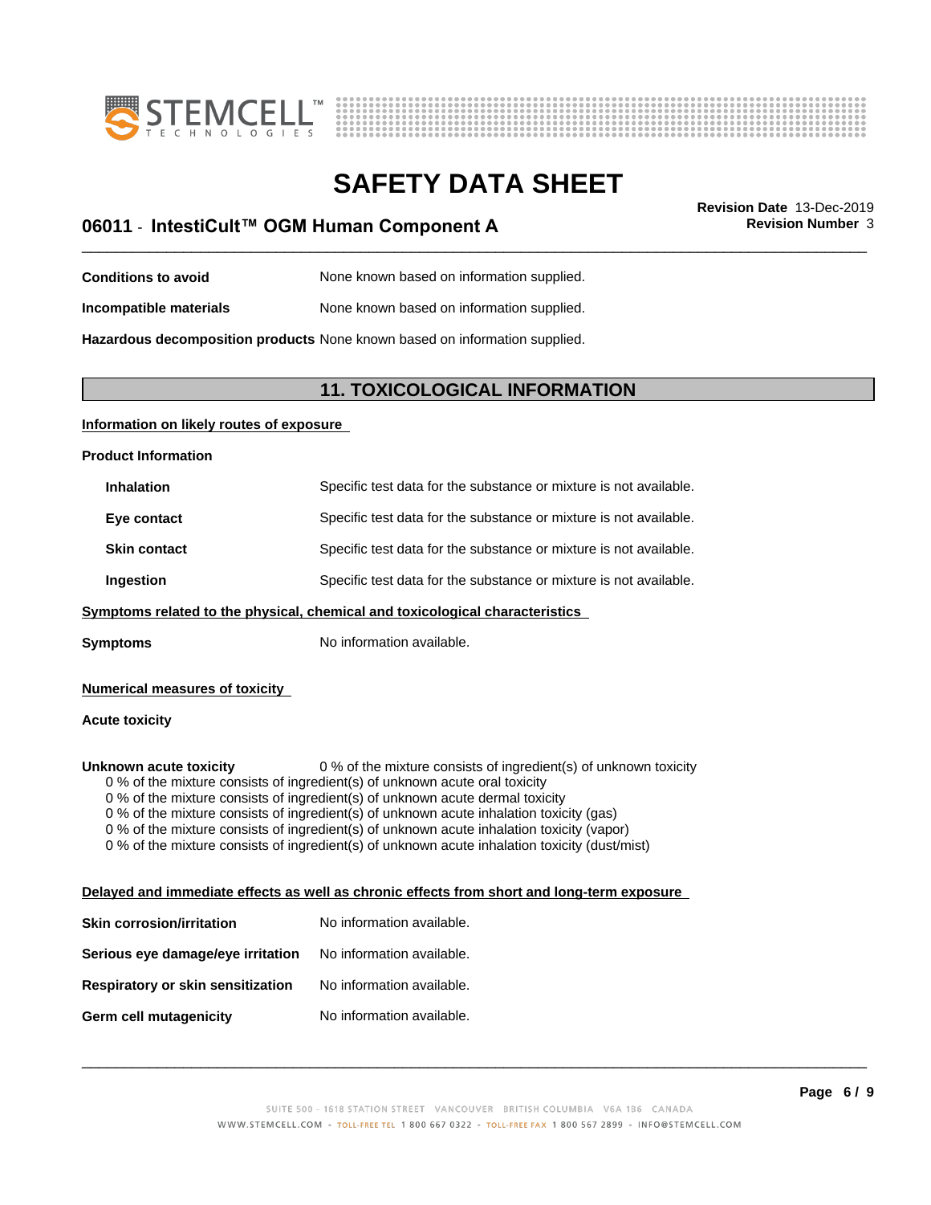| | |
|---|---|
| **Conditions to avoid** | None known based on information supplied. |
| **Incompatible materials** | None known based on information supplied. |
| **Hazardous decomposition products** | None known based on information supplied. |

## 11. TOXICOLOGICAL INFORMATION

**Information on likely routes of exposure**

**Product Information**

| | |
|---|---|
| **Inhalation** | Specific test data for the substance or mixture is not available. |
| **Eye contact** | Specific test data for the substance or mixture is not available. |
| **Skin contact** | Specific test data for the substance or mixture is not available. |
| **Ingestion** | Specific test data for the substance or mixture is not available. |

**Symptoms related to the physical, chemical and toxicological characteristics**

**Symptoms** No information available.

**Numerical measures of toxicity**

**Acute toxicity**

**Unknown acute toxicity** 0 % of the mixture consists of ingredient(s) of unknown toxicity

0 % of the mixture consists of ingredient(s) of unknown acute oral toxicity
0 % of the mixture consists of ingredient(s) of unknown acute dermal toxicity
0 % of the mixture consists of ingredient(s) of unknown acute inhalation toxicity (gas)
0 % of the mixture consists of ingredient(s) of unknown acute inhalation toxicity (vapor)
0 % of the mixture consists of ingredient(s) of unknown acute inhalation toxicity (dust/mist)

**Delayed and immediate effects as well as chronic effects from short and long-term exposure**

| | |
|---|---|
| **Skin corrosion/irritation** | No information available. |
| **Serious eye damage/eye irritation** | No information available. |
| **Respiratory or skin sensitization** | No information available. |
| **Germ cell mutagenicity** | No information available. |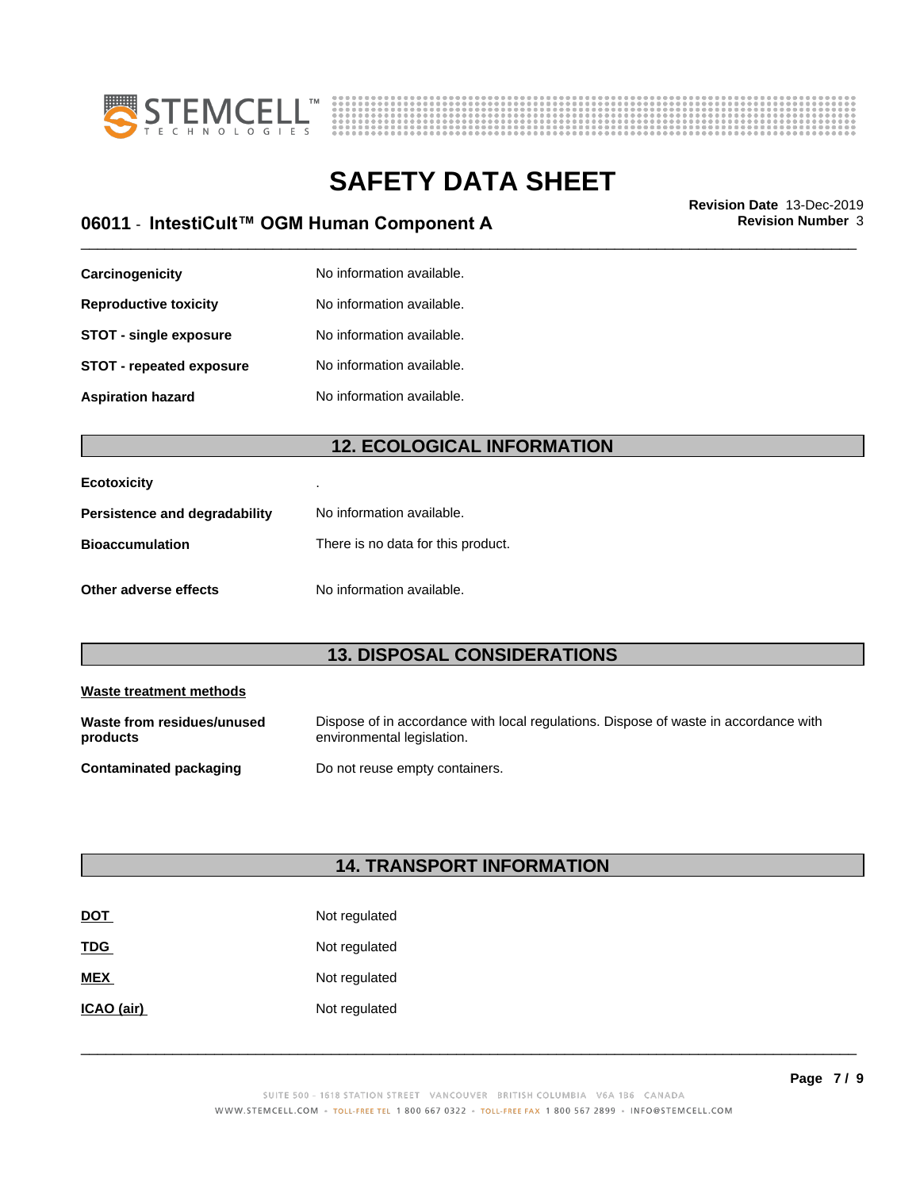| | |
|---|---|
| **Carcinogenicity** | No information available. |
| **Reproductive toxicity** | No information available. |
| **STOT - single exposure** | No information available. |
| **STOT - repeated exposure** | No information available. |
| **Aspiration hazard** | No information available. |

## 12. ECOLOGICAL INFORMATION

| | |
|---|---|
| **Ecotoxicity** | . |
| **Persistence and degradability** | No information available. |
| **Bioaccumulation** | There is no data for this product. |
| **Other adverse effects** | No information available. |

## 13. DISPOSAL CONSIDERATIONS

**Waste treatment methods**

| | |
|---|---|
| **Waste from residues/unused products** | Dispose of in accordance with local regulations. Dispose of waste in accordance with environmental legislation. |
| **Contaminated packaging** | Do not reuse empty containers. |

## 14. TRANSPORT INFORMATION

| | |
|---|---|
| **DOT** | Not regulated |
| **TDG** | Not regulated |
| **MEX** | Not regulated |
| **ICAO (air)** | Not regulated |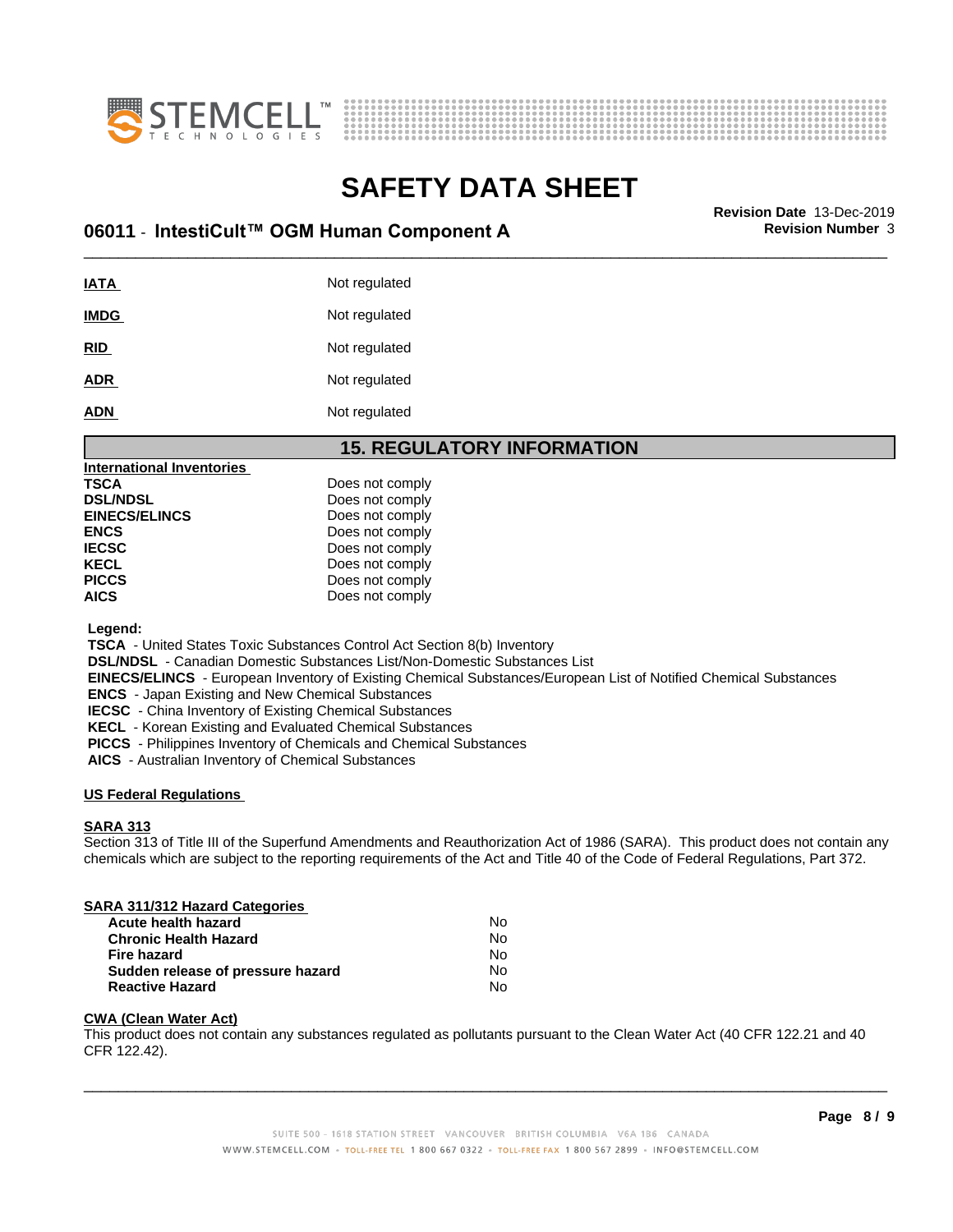| | |
|---|---|
| **IATA** | Not regulated |
| **IMDG** | Not regulated |
| **RID** | Not regulated |
| **ADR** | Not regulated |
| **ADN** | Not regulated |

## 15. REGULATORY INFORMATION

**International Inventories**

| | |
|---|---|
| **TSCA** | Does not comply |
| **DSL/NDSL** | Does not comply |
| **EINECS/ELINCS** | Does not comply |
| **ENCS** | Does not comply |
| **IECSC** | Does not comply |
| **KECL** | Does not comply |
| **PICCS** | Does not comply |
| **AICS** | Does not comply |

**Legend:**

**TSCA** - United States Toxic Substances Control Act Section 8(b) Inventory
**DSL/NDSL** - Canadian Domestic Substances List/Non-Domestic Substances List
**EINECS/ELINCS** - European Inventory of Existing Chemical Substances/European List of Notified Chemical Substances
**ENCS** - Japan Existing and New Chemical Substances
**IECSC** - China Inventory of Existing Chemical Substances
**KECL** - Korean Existing and Evaluated Chemical Substances
**PICCS** - Philippines Inventory of Chemicals and Chemical Substances
**AICS** - Australian Inventory of Chemical Substances

**US Federal Regulations**

**SARA 313**

Section 313 of Title III of the Superfund Amendments and Reauthorization Act of 1986 (SARA). This product does not contain any chemicals which are subject to the reporting requirements of the Act and Title 40 of the Code of Federal Regulations, Part 372.

**SARA 311/312 Hazard Categories**

| | |
|---|---|
| **Acute health hazard** | No |
| **Chronic Health Hazard** | No |
| **Fire hazard** | No |
| **Sudden release of pressure hazard** | No |
| **Reactive Hazard** | No |

**CWA (Clean Water Act)**

This product does not contain any substances regulated as pollutants pursuant to the Clean Water Act (40 CFR 122.21 and 40 CFR 122.42).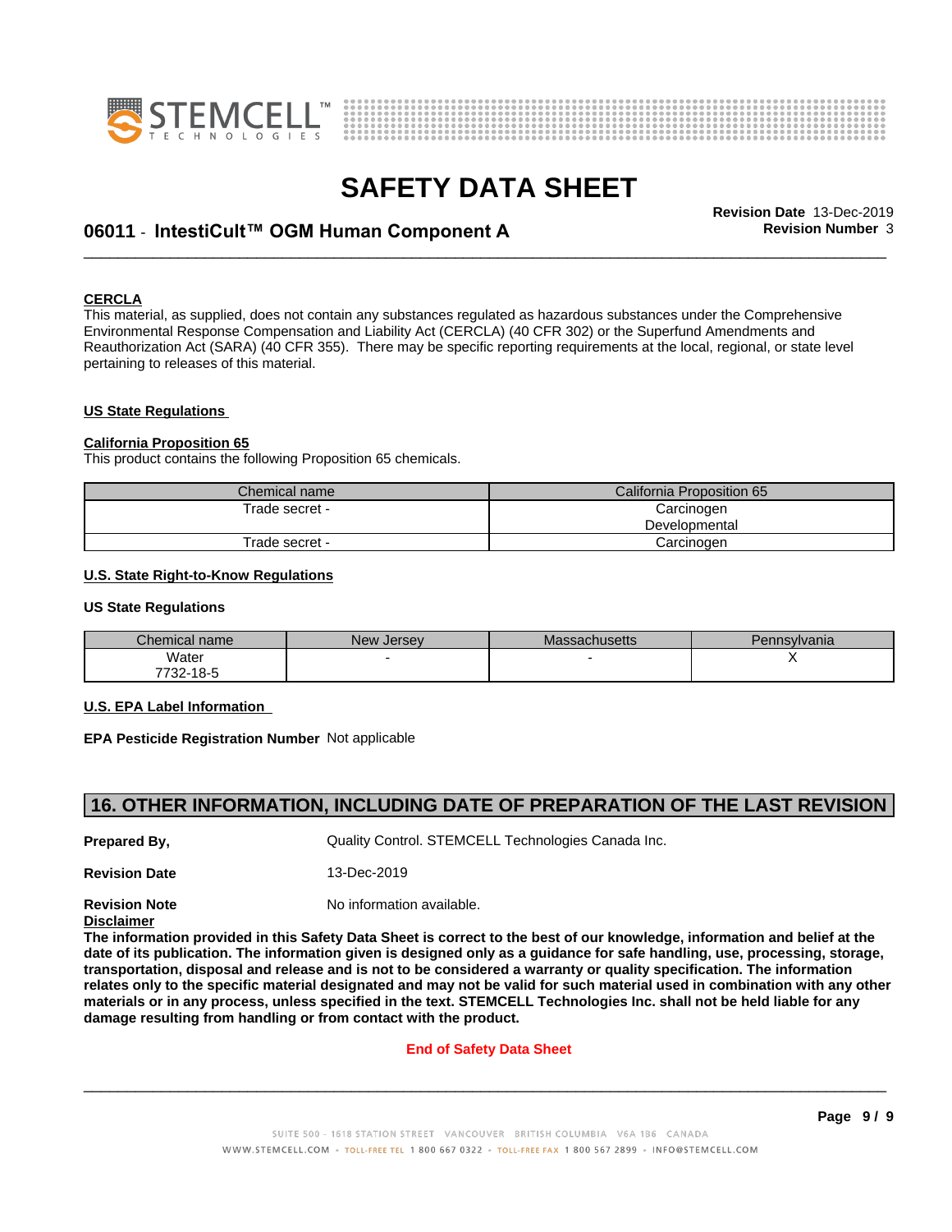**CERCLA**

This material, as supplied, does not contain any substances regulated as hazardous substances under the Comprehensive Environmental Response Compensation and Liability Act (CERCLA) (40 CFR 302) or the Superfund Amendments and Reauthorization Act (SARA) (40 CFR 355). There may be specific reporting requirements at the local, regional, or state level pertaining to releases of this material.

**US State Regulations**

**California Proposition 65**

This product contains the following Proposition 65 chemicals.

| Chemical name | California Proposition 65 |
|---|---|
| Trade secret - | Carcinogen<br>Developmental |
| Trade secret - | Carcinogen |

**U.S. State Right-to-Know Regulations**

**US State Regulations**

| Chemical name | New Jersey | Massachusetts | Pennsylvania |
|---|---|---|---|
| Water<br>7732-18-5 | - | - | X |

**U.S. EPA Label Information**

**EPA Pesticide Registration Number** Not applicable

## 16. OTHER INFORMATION, INCLUDING DATE OF PREPARATION OF THE LAST REVISION

**Prepared By,** Quality Control. STEMCELL Technologies Canada Inc.

**Revision Date** 13-Dec-2019

**Revision Note** No information available.

**Disclaimer**

**The information provided in this Safety Data Sheet is correct to the best of our knowledge, information and belief at the date of its publication. The information given is designed only as a guidance for safe handling, use, processing, storage, transportation, disposal and release and is not to be considered a warranty or quality specification. The information relates only to the specific material designated and may not be valid for such material used in combination with any other materials or in any process, unless specified in the text. STEMCELL Technologies Inc. shall not be held liable for any damage resulting from handling or from contact with the product.**

**End of Safety Data Sheet**